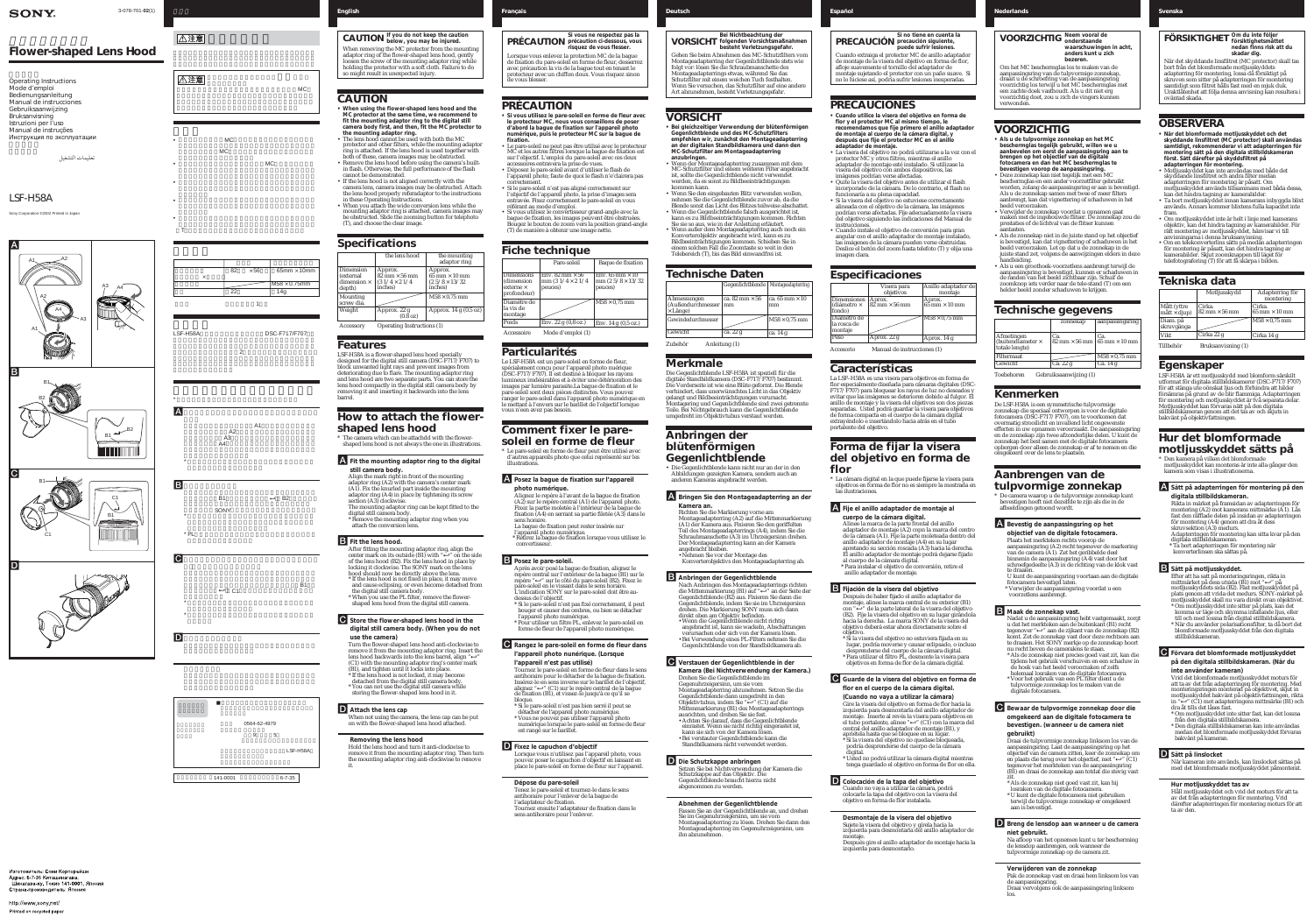SONY

3-078-701-**02**(1)

# Flower-shaped Lens Hood

Operating Instructions
Mode d'emploi
Bedienungsanleitung
Manual de instrucciones
Gebruiksaanwijzing
Bruksanvisning
Istruzioni per l'uso
Manual de instruções
Инструкция по эксплуатации

تعليمات التشغيل

# LSF-H58A

Sony Corporation ©2002 Printed in Japan

## English

**CAUTION** **If you do not keep the caution below, you may be injured.**

When removing the MC protector from the mounting adaptor ring of the flower-shaped lens hood, gently loosen the screw of the mounting adaptor ring while holding the protector with a soft cloth. Failure to do so might result in unexpected injury.

## CAUTION

- **When using the flower-shaped lens hood and the MC protector at the same time, we recommend to fit the mounting adaptor ring to the digital still camera body first, and then, fit the MC protector to the mounting adaptor ring.**
- The lens hood cannot be used with both the MC protector and other filters, while the mounting adaptor ring is attached. If the lens hood is used together with both of these, screen images may be obstructed.
- Remove the lens hood before using the camera's built-in flash. Otherwise, the full performance of the flash cannot be demonstrated.
- If the lens hood is not aligned correctly with the camera lens, camera images may be obstructed. Attach the lens hood properly referring to the instructions in these Operating Instructions.
- When you attach the wide conversion lens while the mounting adaptor ring is attached, camera images may be obstructed. Slide the zooming button for telephoto (T), and choose the clear image.

## Specifications

| | the lens hood | the mounting adaptor ring |
|---|---|---|
| Dimension (external dimension × depth) | Approx. 82 mm × 56 mm (3 1/4 × 2 1/4 inches) | Approx. 65 mm × 10 mm (2 5/8 × 13/32 inches) |
| Mounting screw dia. | | M58 × 0.75 mm |
| Weight | Approx. 22 g (0.8 oz) | Approx. 14 g (0.5 oz) |

Accessory Operating Instructions (1)

## Features

LSF-H58A is a flower-shaped lens hood specially designed for the digital still cameras (DSC-F717/F707) to block unwanted light rays and prevent images from deteriorating due to flare. The mounting adaptor ring and lens hood are two separate parts. You can store the lens hood compactly in the digital still camera body by removing it and inserting it backwards into the lens barrel.

## How to attach the flower-shaped lens hood

\* The camera which can be attached with the flower-shaped lens hood is not always the one in illustrations.

### A Fit the mounting adaptor ring to the digital still camera body.

Align the mark right in front of the mounting adaptor ring (A2) with the camera's center mark (A1). Fit the knurled part inside the mounting adaptor ring (A4) in place by tightening its screw section (A3) clockwise.
The mounting adaptor ring can be kept fitted to the digital still camera body.
\* Remove the mounting adaptor ring when you attach the conversion lens.

### B Fit the lens hood.

After fitting the mounting adaptor ring, align the center mark on its outside (B1) with "⟵" on the side of the lens hood (B2). Fit the lens hood in place by locking it clockwise. The SONY mark on the lens hood should now be directly above the lens.
\* If the lens hood is not fixed in place, it may move and cause eclipsing, or even become detached from the digital still camera body.
\* When you use the PL filter, remove the flower-shaped lens hood from the digital still camera.

### C Store the flower-shaped lens hood in the digital still camera body. (When you do not use the camera)

Turn the flower-shaped lens hood anti-clockwise to remove it from the mounting adaptor ring. Insert the lens hood backwards into the lens barrel, align "⟵" (C1) with the mounting adaptor ring's center mark (B1), and tighten until it locks into place.
\* If the lens hood is not locked, it may become detached from the digital still camera body.
\* You can not use the digital still camera while storing the flower-shaped lens hood in it.

### D Attach the lens cap

When not using the camera, the lens cap can be put on with the flower-shaped lens hood attached.

#### Removing the lens hood

Hold the lens hood and turn it anti-clockwise to remove it from the mounting adaptor ring. Then turn the mounting adaptor ring anti-clockwise to remove it.

## Français

**PRÉCAUTION** **Si vous ne respectez pas la précaution ci-dessous, vous risquez de vous blesser.**

Lorsque vous enlevez la protection MC de la bague de fixation du pare-soleil en forme de fleur, desserrez avec précaution la vis de la bague tout en tenant le protecteur avec un chiffon doux. Vous risqueriez sinon de vous blesser.

## PRÉCAUTION

- **Si vous utilisez le pare-soleil en forme de fleur avec le protecteur MC, nous vous conseillons de poser d'abord la bague de fixation sur l'appareil photo numérique, puis le protecteur MC sur la bague de fixation.**
- Le pare-soleil ne peut pas être utilisé avec le protecteur MC et les autres filtres lorsque la bague de fixation est sur l'objectif. L'emploi du pare-soleil avec ces deux accessoires entrave la prise de vues.
- Déposez le pare-soleil avant d'utiliser le flash de l'appareil photo; faute de quoi le flash n'éclairera pas correctement.
- Si le pare-soleil n'est pas aligné correctement sur l'objectif de l'appareil photo, la prise d'images sera entravée. Fixez correctement le pare-soleil en vous référant au mode d'emploi.
- Si vous utilisez le convertisseur grand-angle avec la bague de fixation, les images peuvent être obstruées. Bougez le bouton de zoom vers la position grand-angle (T) de manière à obtenir une image nette.

## Fiche technique

| | Pare-soleil | Bague de fixation |
|---|---|---|
| Dimensions (dimension externe × profondeur) | Env. 82 mm × 56 mm (3 1/4 × 2 1/4 pouces) | Env. 65 mm × 10 mm (2 5/8 × 13/32 pouces) |
| Diamètre de la vis de montage | | M58 × 0,75 mm |
| Poids | Env. 22 g (0,8 oz.) | Env. 14 g (0,5 oz.) |

Accessoire Mode d'emploi (1)

## Particularités

Le LSF-H58A est un pare-soleil en forme de fleur, spécialement conçu pour l'appareil photo numérique (DSC-F717/F707). Il est destiné à bloquer les rayons lumineux indésirables et à éviter une détérioration des images par lumière parasite.La bague de fixation et le pare-soleil sont deux pièces distinctes. Vous pouvez ranger le pare-soleil dans l'appareil photo numérique en le mettant à l'envers sur le barillet de l'objectif lorsque vous n'en avez pas besoin.

## Comment fixer le pare-soleil en forme de fleur

\* Le pare-soleil en forme de fleur peut être utilisé avec d'autres appareils photo que celui représenté sur les illustrations.

### A Posez la bague de fixation sur l'appareil photo numérique.

Alignez le repère à l'avant de la bague de fixation (A2) sur le repère central (A1) de l'appareil photo. Fixez la partie moletée à l'intérieur de la bague de fixation (A4) en serrant sa partie filetée (A3) dans le sens horaire.
La bague de fixation peut rester insérée sur l'appareil photo numérique.
\* Retirez la bague de fixation lorsque vous utilisez le convertisseur.

### B Posez le pare-soleil.

Après avoir posé la bague de fixation, alignez le repère central sur l'extérieur de la bague (B1) sur le repère "⟵" sur le côté du pare-soleil (B2). Fixez le pare-soleil en le vissant dans le sens horaire. L'indication SONY sur le pare-soleil doit être au-dessus de l'objectif.
\* Si le pare-soleil n'est pas fixé correctement, il peut bouger et causer des ombres, ou bien se détacher l'appareil photo numérique.
\* Pour utiliser un filtre PL, enlevez le pare-soleil en forme de fleur de l'appareil photo numérique.

### C Rangez le pare-soleil en forme de fleur dans l'appareil photo numérique. (Lorsque l'appareil n'est pas utilisé)

Tournez le pare-soleil en forme de fleur dans le sens antihoraire pour le détacher de la bague de fixation. Insérez-le en sens inverse sur le barillet de l'objectif, alignez "⟵" (C1) sur le repère central de la bague de fixation (B1), et vissez-le jusqu'à ce qu'il se bloque.
\* Si le pare-soleil n'est pas bien serré il peut se détacher de l'appareil photo numérique.
\* Vous ne pouvez pas utiliser l'appareil photo numérique lorsque le pare-soleil en forme de fleur est rangé sur le barillet.

### D Fixez le capuchon d'objectif

Lorsque vous n'utilisez pas l'appareil photo, vous pouvez poser le capuchon d'objectif en laissant en place le pare-soleil en forme de fleur sur l'appareil.

#### Dépose du pare-soleil

Tenez le pare-soleil et tournez-le dans le sens antihoraire pour l'enlever de la bague de l'adaptateur de fixation.
Tournez ensuite l'adaptateur de fixation dans le sens antihoraire pour l'enlever.

## Deutsch

**VORSICHT** **Bei Nichtbeachtung der folgenden Vorsichtsmaßnahmen besteht Verletzungsgefahr.**

Gehen Sie beim Abnehmen des MC-Schutzfilters vom Montageadapterring der Gegenlichtblende stets wie folgt vor: Lösen Sie die Schraubmanschette des Montageadapterrings etwas, während Sie das Schutzfilter mit einem weichen Tuch festhalten. Wenn Sie versuchen, das Schutzfilter auf eine andere Art abzunehmen, besteht Verletzungsgefahr.

## VORSICHT

- **Bei gleichzeitiger Verwendung der Blütenförmigen Gegenlichtblende und des MC-Schutzfilters empfehlen wir, zunächst den Montageadapterring an der digitalen Standbildkamera und dann den MC-Schutzfilter am Montageadapterring anzubringen.**
- Wenn der Montageadapterring zusammen mit dem MC-Schutzfilter und einem weiteren Filter angebracht ist, sollte die Gegenlichtblende nicht verwendet werden, da es sonst zu Bildbeeinträchtigungen kommen kann.
- Wenn Sie den eingebauten Blitz verwenden wollen, nehmen Sie die Gegenlichtblende zuvor ab, da die Blende sonst das Licht des Blitzes teilweise abschattet.
- Wenn die Gegenlichtblende falsch ausgerichtet ist, kann es zu Bildbeeinträchtigungen kommen. Richten Sie sie so aus, wie in der Anleitung erläutert.
- Wenn außer dem Montageadapterring auch noch ein Konverterobjektiv angebracht wird, kann es zu Bildbeeinträchtigungen kommen. Schieben Sie in einem solchen Fall die Zoomtaste in Richtung Teleobjektiv (T), bis das Bild einwandfrei ist.

## Technische Daten

| | Gegenlichtblende | Montageadapterring |
|---|---|---|
| Abmessungen (Außendurchmesser × Länge) | ca. 82 mm × 56 mm | ca. 65 mm × 10 mm |
| Gewindedurchmesser | | M58 × 0,75 mm |
| Gewicht | ca. 22 g | ca. 14 g |

Zubehör Anleitung (1)

## Merkmale

Die Gegenlichtblende LSF-H58A ist speziell für die digitale Standbildkamera (DSC-F717/F707) bestimmt. Die Verdeckte ist wie eine Blüte geformt. Die Blende verhindert, dass unerwünschtes Licht in das Objektiv gelangt und Bildbeeinträchtigungen verursacht. Montagering und Gegenlichtblende sind zwei getrennte Teile. Bei Nichtgebrauch kann die Gegenlichtblende umgedreht im Objektivtubus verstaut werden.

## Anbringen der blütenförmigen Gegenlichtblende

- Die Gegenlichtblende kann nicht nur an der in den Abbildungen gezeigten Kamera, sondern auch an anderen Kameras angebracht werden.

### A Bringen Sie den Montageadapterring an der Kamera an.

Richten Sie die Markierung vorne am Montageadapterring (A2) auf die Mittenmarkierung (A1) der Kamera aus. Fixieren Sie den geriffelten Teil des Montageadapterrings (A4), indem Sie die Schraubmanschette (A3) im Uhrzeigersinn drehen. Der Montageadapterring kann an der Kamera angebracht bleiben.
\* Nehmen Sie vor der Montage des Konverterobjektivs den Montageadapterring ab.

### B Anbringen der Gegenlichtblende

Nach Anbringen des Montageadapterrings richten die Mittenmarkierung (B1) auf "⟵" an der Seite der Gegenlichtblende (B2) aus. Fixieren Sie dann die Gegenlichtblende, indem Sie sie im Uhrzeigersinn drehen. Die Markierung SONY muss sich dann direkt über dem Objektiv befinden.
\* Wenn die Gegenlichtblende nicht richtig angebracht ist, kann sie wackeln, Abschattungen verursachen oder sich von der Kamera lösen.
\* Bei Verwendung eines PL-Filters nehmen Sie die Gegenlichtblende von der Standbildkamera ab.

### C Verstauen der Gegenlichtblende in der Kamera (Bei Nichtverwendung der Kamera.)

Drehen Sie die Gegenlichtblende im Gegenuhrzeigersinn, um sie vom Montageadapterring abzunehmen. Setzen Sie die Gegenlichtblende dann umgedreht in den Objektivtubus, indem Sie "⟵" (C1) auf die Mittenmarkierung (B1) des Montageadapterrings ausrichten, und drehen Sie sie fest.
\* Achten Sie darauf, dass die Gegenlichtblende einrastet. Wenn sie nicht richtig eingerastet ist, kann sie sich von der Kamera lösen.
\* Bei verstauter Gegenlichtblende kann die Standbildkamera nicht verwendet werden.

### D Die Schutzkappe anbringen

Setzen Sie bei Nichtverwendung der Kamera die Schutzkappe auf das Objektiv. Die Gegenlichtblende braucht hierzu nicht abgenommen zu werden.

#### Abnehmen der Gegenlichtblende

Fassen Sie an der Gegenlichtblende an, und drehen Sie im Gegenuhrzeigersinn, um sie vom Montageadapterring zu lösen. Drehen Sie dann den Montageadapterring im Gegenuhrzeigersinn, um ihn abzunehmen.

## Español

**PRECAUCIÓN** **Si no tiene en cuenta la precaución siguiente, puede sufrir lesiones.**

Cuando extraiga el protector MC del anillo adaptador de montaje de la visera del objetivo en forma de flor, afloje suavemente el tornillo del adaptador de montaje sujetando el protector con un paño suave. Si no lo hiciese así, podría sufrir lesiones inesperadas.

## PRECAUCIONES

- **Cuando utilice la visera del objetivo en forma de flor y el protector MC al mismo tiempo, le recomendamos que fije primero el anillo adaptador de montaje al cuerpo de la cámara digital, y después que fije el protector MC en el anillo adaptador de montaje.**
- La visera del objetivo no podrá utilizarse a la vez con el protector MC y otros filtros, mientras el anillo adaptador de montaje esté instalado. Si utilizase la visera del objetivo con ambos dispositivos, las imágenes podrían verse afectadas.
- Quite la visera del objetivo antes de utilizar el flash incorporado de la cámara. De lo contrario, el flash no funcionaría a su plena capacidad.
- Si la visera del objetivo no estuviese correctamente alineada con el objetivo de la cámara, las imágenes podrían verse afectadas. Fije adecuadamente la visera del objetivo según las indicaciones del Manual de instrucciones.
- Cuando instale el objetivo de conversión para gran angular con el anillo adaptador de montaje instalado, las imágenes de la cámara pueden verse obstruidas. Deslice el botón del zoom hasta telefoto (T) y elija una imagen clara.

## Especificaciones

| | Visera para objetivo | Anillo adaptador de montaje |
|---|---|---|
| Dimensiones (diámetro × fondo) | Aprox. 82 mm × 56 mm | Aprox. 65 mm × 10 mm |
| Diámetro de la rosca de montaje | | M58 × 0,75 mm |
| Peso | Aprox. 22 g | Aprox. 14 g |

Accesorio Manual de instrucciones (1)

## Características

La LSF-H58A es una visera para objetivos en forma de flor especialmente diseñada para cámaras digitales (DSC-F717/F707) para bloquear los rayos de luz no deseados y evitar que las imágenes se deterioren debido al fulgor. El anillo de montaje y la visera del objetivo son dos piezas separadas. Usted podrá guardar la visera para objetivos de forma compacta en el cuerpo de la cámara digital extrayéndolo e insertándolo hacia atrás en el tubo portalente del objetivo.

## Forma de fijar la visera del objetivo en forma de flor

\* La cámara digital en la que puede fijarse la visera para objetivos en forma de flor no es siempre la mostrada en las ilustraciones.

### A Fije el anillo adaptador de montaje al cuerpo de la cámara digital.

Alinee la marca de la parte frontal del anillo adaptador de montaje (A2) con la marca del centro de la cámara (A1). Fije la parte moleteada dentro del anillo adaptador de montaje (A4) en su lugar apretando su sección roscada (A3) hacia la derecha. El anillo adaptador de montaje podrá dejarse fijado al cuerpo de la cámara digital.
\* Para instalar el objetivo de conversión, retire el anillo adaptador de montaje.

### B Fijación de la visera del objetivo

Después de haber fijado el anillo adaptador de montaje, alinee la marca central de su exterior (B1) con "⟵" de la parte lateral de la visera del objetivo (B2). Fije la visera del objetivo en su lugar girándola hacia la derecha. La marca SONY de la visera del objetivo deberá estar ahora directamente sobre el objetivo.
\* Si la visera del objetivo no estuviera fijada en su lugar, podría moverse y causar eclipsado, o incluso desprenderse del cuerpo de la cámara digital.
\* Para utilizar el filtro PL, desmonte la visera para objetivos en forma de flor de la cámara digital.

### C Guarde de la visera del objetivo en forma de flor en el cuerpo de la cámara digital. (Cuando no vaya a utilizar la cámara)

Gire la visera del objetivo en forma de flor hacia la izquierda para desmontarla del anillo adaptador de montaje. Inserte al revés la visera para objetivos en el tubo portalente, alinee "⟵" (C1) con la marca del central del anillo adaptador de montaje (B1), y apriétela hasta que se bloquee en su lugar.
\* Si la visera del objetivo no quedase bloqueada, podría desprenderse del cuerpo de la cámara digital.
\* Usted no podrá utilizar la cámara digital mientras tenga guardado el objetivo en forma de flor en ella.

### D Colocación de la tapa del objetivo

Cuando no vaya a utilizar la cámara, podrá colocarle la tapa del objetivo con la visera del objetivo en forma de flor instalada.

#### Desmontaje de la visera del objetivo

Sujete la visera del objetivo y gírela hacia la izquierda para desmontarla del anillo adaptador de montaje.
Después gire el anillo adaptador de montaje hacia la izquierda para desmontarlo.

## Nederlands

**VOORZICHTIG** **Neem vooral de onderstaande waarschuwingen in acht, anders kunt u zich bezeren.**

Om het MC beschermglas los te maken van de aanpassingsring van de tulpvormige zonnekap, draait u de schroefring van de aanpassingsring voorzichtig los terwijl u het MC beschermglas met een zachte doek vasthoudt. Als u dit niet erg voorzichtig doet, zou u zich de vingers kunnen verwonden.

## VOORZICHTIG

- **Als u de tulpvormige zonnekap en het MC beschermglas tegelijk gebruikt, wilt u dan aanbevelen om eerst de aanpassingsring aan te brengen op het objectief van de digitale fotocamera en dan het MC beschermglas te bevestigen voorop de aanpassingsring.**
- Deze zonnekap kan niet tegelijk met een MC beschermglas en een ander voorzetfilter gebruikt worden, zolang de aanpassingsring er aan is bevestigd. Als u de zonnekap samen met twee of meer filters aanbrengt, kan dat vignettering of schaduwen in het beeld veroorzaken.
- Verwijder de zonnekap voordat u opnamen gaat maken met de ingebouwde flitser. De zonnekap zou de prestaties of de lichtval van de flitser kunnen aantasten.
- Als de zonnekap niet in de juiste stand op het objectief is bevestigd, kan vignettering of schaduwen in het beeld veroorzaken. Let op dat u de zonnekap in de juiste stand zet, volgens de aanwijzingen in deze handleiding.
- Als u een groothoek-voorzetlens aanbrengt terwijl de aanpassingsring is bevestigd, kunnen er schaduwen in de randen van het beeld zichtbaar zijn. Schuif de zoomknop iets verder naar de tele-stand (T) om een helder beeld zonder schaduwen te krijgen.

## Technische gegevens

| | zonnekap | aanpassingsring |
|---|---|---|
| Afmetingen (buitendiameter × totale lengte) | Ca. 82 mm × 56 mm | Ca. 65 mm × 10 mm |
| Filtermaat | | M58 × 0,75 mm |
| Gewicht | Ca. 22 g | Ca. 14 g |

Toebehoren Gebruiksaanwijzing (1)

## Kenmerken

De LSF-H58A is een symmetrische tulpvormige zonnekap die speciaal ontworpen is voor de digitale fotocamera (DSC-F717/F707), om te voorkomen dat overmatig strooilicht en invallend licht ongewenste effecten in uw opnamen veroorzaakt. De aanpassingsring en de zonnekap zijn twee afzonderlijke delen. U kunt de zonnekap het best samen met de digitale fotocamera opbergen door alleen de zonnekap er af te nemen en die omgekeerd over de lens te plaatsen.

## Aanbrengen van de tulpvormige zonnekap

\* De camera waarop u de tulpvormige zonnekap kunt bevestigen hoeft niet dezelfde te zijn als die in de afbeeldingen getoond wordt.

### A Bevestig de aanpassingsring op het objectief van de digitale fotocamera.

Plaats het merkteken rechts voorop de aanpassingsring (A2) recht tegenover de markering van de camera (A1). Zet het geribbelde deel binnenin de aanpassingsring (A4) vast door het schroefgedeelte (A3) in de richting van de klok vast te draaien.
U kunt de aanpassingsring voortaan aan de digitale fotocamera bevestigd laten.
\* Verwijder de aanpassingsring voordat u een voorzetlens aanbrengt.

### B Maak de zonnekap vast.

Nadat u de aanpassingsring hebt vastgemaakt, zorgt u dat het merkteken aan de buitenkant (B1) recht tegenover "⟵" aan de zijkant van de zonnekap (B2) komt. Zet de zonnekap vast door deze rechtsom aan te draaien. Het SONY merkje op de zonnekap hoort nu recht boven de camera lens te staan.
\* Als de zonnekap niet precies goed vast zit, kan die tijdens het gebruik verschuiven en een schaduw in de hoek van het beeld veroorzaken of zelfs helemaal losraken van de digitale fotocamera.
\* Voor het gebruik van een PL filter dient u de tulpvormige zonnekap los te maken van de digitale fotocamera.

### C Bewaar de tulpvormige zonnekap door die omgekeerd aan de digitale fotocamera te bevestigen. (wanneer u de camera niet gebruikt)

Draai de tulpvormige zonnekap linksom los van de aanpassingsring. Laat de aanpassingsring op het objectief van de camera zitten, keer de zonnekap om en plaats die terug over het objectief, met "⟵" (C1) tegenover het merkteken van de aanpassingsring (B1) en draai de zonnekap aan totdat die stevig vast zit.
\* Als de zonnekap niet goed vast zit, kan hij losraken van de digitale fotocamera.
\* U kunt de digitale fotocamera niet gebruiken terwijl de tulpvormige zonnekap er omgekeerd aan is bevestigd.

### D Breng de lensdop aan wanneer u de camera niet gebruikt.

Na afloop van het opnemen kunt u ter bescherming de lensdop aanbrengen, ook wanneer de tulpvormige zonnekap op de camera zit.

#### Verwijderen van de zonnekap

Pak de zonnekap vast en draai hem linksom los van de aanpassingsring.
Draai vervolgens ook de aanpassingsring linksom los.

## Svenska

**FÖRSIKTIGHET** **Om du inte följer försiktighetsmåttet nedan finns risk att du skadar dig.**

När det skyddande linsfiltret (MC protector) skall tas bort från det blomformade motljusskyddets adapterring för montering, lossa då försiktigt på skruven som sitter på adapterringen för montering samtidigt som filtret hålls fast med en mjuk duk. Underlåtenhet att följa denna anvisning kan resultera i oväntad skada.

## OBSERVERA

- **När det blomformade motljusskyddet och det skyddande linsfiltret (MC protector) skall användas samtidigt, rekommenderar vi att adapterringen för montering sätt på den digitala stillbildskameran först. Sätt därefter på skyddsfiltret på adapterringen för montering.**
- Motljusskyddet kan inte användas med både det skyddande linsfiltret och andra filter medan adapterringen för montering är påsatt. Om motljusskyddet används tillsammans med båda dessa, kan det hindra tagning av kamerabilder.
- Ta bort motljusskyddet innan kamerans inbyggda blixt används. Annars kommer blixten fulla kapacitet inte fram.
- Om motljusskyddet inte är helt i linje med kamerans objektiv, kan det hindra tagning av kamerabilder. För rätt montering av motljusskyddet, hänvisar vi till anvisningarna i denna bruksanvisning.
- Om en telekonverterlins sätts på medan adapterringen för montering är påsatt, kan det hindra tagning av kamerabilder. Skjut zoomknappen till fältet för telefotografering (T) för att få skarpa i bilden.

## Tekniska data

| | Motljusskydd | Adapterring för montering |
|---|---|---|
| Mått (yttre mått × djup) | Cirka 82 mm × 56 mm | Cirka 65 mm × 10 mm |
| Diam. på skruvgänga | | M58 × 0,75 mm |
| Vikt | Cirka 22 g | Cirka 14 g |

Tillbehör Bruksanvisning (1)

## Egenskaper

LSF-H58A är ett motljusskydd med blomform särskilt utformat för digitala stillbildskameror (DSC-F717/F707) för att stänga ute oönskad ljus och förhindra att bilder försämras på grund av för för flammning. Adapterringen för montering och motljusskyddet är två separata delar. Motljusskyddet kan förvaras nätt på den digitala stillbildskameran genom att det tas av och skjuts in bakvänt på objektivfattningen.

## Hur det blomformade motljusskyddet sätts på

\* Den kamera på vilken det blomformade motljusskyddet kan monteras är inte alltid identisk med kamera som visas i illustrationerna.

### A Sätt på adapterringen för montering på den digitala stillbildskameran.

Rikta in märket på framsidan av adapterringen för montering (A2) med kamerans mittmärke (A1). Sätt fast den räfflade delen på insidan av adapterringen för montering (A4) genom att dra åt dess skruvsektion (A3) medurs.
Adapterringen för montering kan sitta kvar på den digitala stillbildskameran.
\* Ta bort adapterringen för montering när konverterlinsen ska sättas på.

### B Sätt på motljusskyddet.

Efter att ha satt på monteringsringen, rikta in mittmärket på dess utsida (B1) mot "⟵" på motljusskyddets sida (B2). Fäst motljusskyddet på plats genom att vrida det medurs. SONY-märket på motljusskyddet skall nu vara direkt över objektivet.
\* Om motljusskyddet inte sitter på plats, kan det komma ur läge och skymma infallande ljus, eller till och med lossna från digital stillbildskamera.
\* När du använder polarisationsfilter, ta då bort det blomformade motljusskyddet från den digitala stillbildskameran.

### C Förvara det blomformade motljusskyddet på den digitala stillbildskameran. (När du inte använder kameran)

Vrid det blomformade motljusskyddet moturs för att ta av det från adapterringen för montering. Med monteringsringen monterad på objektivet, skjut in motljusskyddet bakvänt på objektivfattningen, rikta in "⟵" (C1) mot adapterringens mittmärke (B1) och dra åt tills det låses fast.
\* Om motljusskyddet inte sitter fast, kan det lossna från den digitala stillbildskameran.
\* Den digitala stillbildskameran kan inte användas medan det blomformade motljusskyddet förvaras bakvänt på kameran.

### D Sätt på linslocket

När kameran inte används, kan linslocket sättas på med det blomformade motljusskyddet påmonterat.

#### Hur motljusskyddet tas av

Håll motljusskyddet och vrid det moturs för att ta av det från adapterringen för montering. Vrid därefter adapterringen för montering moturs för att ta av den.

http://www.sony.net/
Printed on recycled paper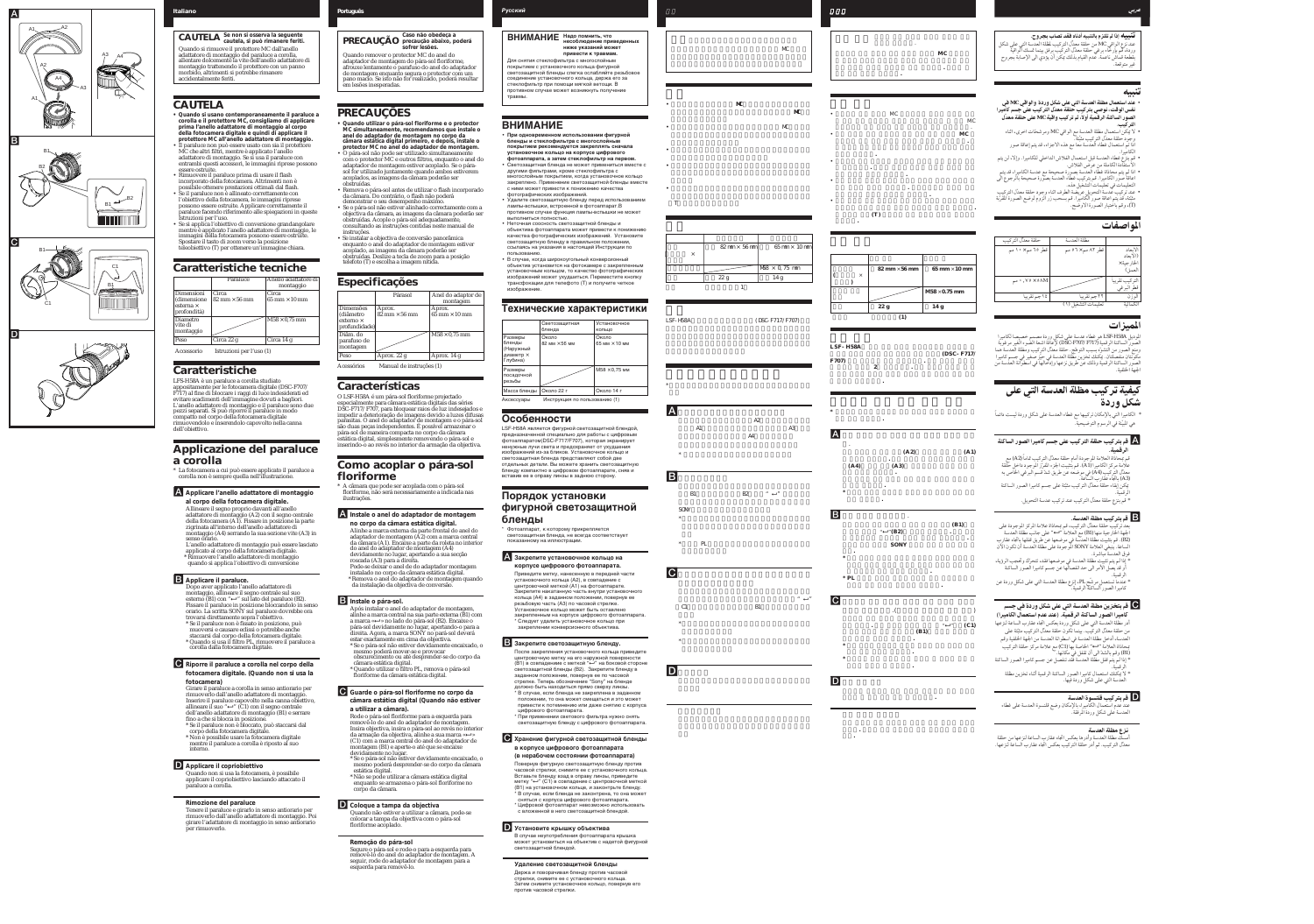## Italiano

**CAUTELA** **Se non si osserva la seguente cautela, si può rimanere feriti.**

Quando si rimuove il protettore MC dall'anello adattatore di montaggio del paraluce a corolla, allentare dolcemente la vite dell'anello adattatore di montaggio trattenendo il protettore con un panno morbido, altrimenti si potrebbe rimanere accidentalmente feriti.

## CAUTELA

- **Quando si usano contemporaneamente il paraluce a corolla e il protettore MC, consigliamo di applicare prima l'anello adattatore di montaggio al corpo della fotocamera digitale e quindi di applicare il protettore MC all'anello adattatore di montaggio.**
- Il paraluce non può essere usato con il protettore MC che altri filtri, mentre è applicato l'anello adattatore di montaggio. Se si usa il paraluce con entrambi questi accessori, le immagini riprese possono essere ostruite.
- Rimuovere il paraluce prima di usare il flash incorporato della fotocamera. Altrimenti non è possibile ottenere prestazioni ottimali dal flash.
- Se il paraluce non è allineato correttamente con l'obiettivo della fotocamera, le immagini riprese possono essere ostruite. Applicare correttamente il paraluce facendo riferimento alle spiegazioni in queste Istruzioni per l'uso.
- Se si applica l'obiettivo di conversione grandangolare mentre è applicato l'anello adattatore di montaggio, le immagini della fotocamera possono essere ostruite. Spostare il tasto di zoom verso la posizione teleobiettivo (T) per ottenere un'immagine chiara.

## Caratteristiche tecniche

| | Paraluce | Anello adattatore di montaggio |
|---|---|---|
| Dimensioni (diametro esterno × profondità) | Circa 82 mm × 56 mm | Circa 65 mm × 10 mm |
| Diametro vite di montaggio | | M58 × 0,75 mm |
| Peso | Circa 22 g | Circa 14 g |

Accessorio Istruzioni per l'uso (1)

## Caratteristiche

LFS-H58A è un paraluce a corolla studiato appositamente per le fotocamere digitali (DSC-F707/F717) al fine di bloccare i raggi di luce indesiderati ed evitare scadimenti dell'immagine dovuti ai bagliori. L'anello adattatore di montaggio e il paraluce sono due pezzi separati. Si può riporre il paraluce in modo compatto nel corpo della fotocamera digitale rimuovendolo e inserendolo capovolto nella canna dell'obiettivo.

## Applicazione del paraluce a corolla

\* La fotocamera a cui può essere applicato il paraluce a corolla non è sempre quella nell'illustrazione.

### A Applicare l'anello adattatore di montaggio al corpo della fotocamera digitale.

Allineare il segno proprio davanti all'anello adattatore di montaggio (A2) con il segno centrale della fotocamera (A1). Riporre in posizione la parte zigrinata all'interno dell'anello adattatore di montaggio (A4) serrando la sua sezione vite (A3) in senso orario.
L'anello adattatore di montaggio può essere lasciato applicato al corpo della fotocamera digitale.
\* Rimuovere l'anello adattatore di montaggio quando si applica l'obiettivo di conversione.

### B Applicare il paraluce.

Dopo aver applicato l'anello adattatore di montaggio, allineare il segno centrale sul suo esterno (B1) con "⟷" sul lato del paraluce (B2). Fissare il paraluce in posizione bloccandolo in senso orario. La scritta SONY sul paraluce dovrebbe ora trovarsi direttamente sopra l'obiettivo.
\* Se il paraluce non è fissato in posizione, può muoversi e causare eclissi o potrebbe anche staccarsi dal corpo della fotocamera digitale.
\* Quando si usa il filtro PL, rimuovere il paraluce a corolla dalla fotocamera digitale.

### C Riporre il paraluce a corolla nel corpo della fotocamera digitale. (Quando non si usa la fotocamera)

Girare il paraluce a corolla in senso antiorario per rimuoverlo dall'anello adattatore di montaggio. Inserire il paraluce capovolto nella canna obiettivo, allineare il suo "⟷" (C1) con il segno centrale dell'anello adattatore di montaggio (B1) e serrare fino a che si blocca in posizione.
\* Se il paraluce non è bloccato, può staccarsi dal corpo della fotocamera digitale.
\* Non è possibile usare la fotocamera digitale mentre il paraluce a corolla è riposto al suo interno.

### D Applicare il copriobiettivo

Quando non si usa la fotocamera, è possibile applicare il copriobiettivo lasciando attaccato il paraluce a corolla.

### Rimozione del paraluce

Tenere il paraluce e girarlo in senso antiorario per rimuoverlo dall'anello adattatore di montaggio. Poi girare l'adattatore di montaggio in senso antiorario per rimuoverlo.

## Português

**PRECAUÇÃO** **Caso não obedeça à precaução abaixo, poderá sofrer lesões.**

Quando remover o protector MC do anel do adaptador de montagem do pára-sol floriforme, afrouxe lentamente o parafuso do anel do adaptador de montagem enquanto segura o protector com um pano macio. Se isto não for realizado, poderá resultar em lesões inesperadas.

## PRECAUÇÕES

- **Quando utilizar o pára-sol floriforme e o protector MC simultaneamente, recomendamos que instale o anel do adaptador de montagem no corpo da câmara estática digital primeiro, e depois, instale o protector MC no anel do adaptador de montagem.**
- O pára-sol não pode ser utilizado simultaneamente com o protector MC e outros filtros, enquanto o anel do adaptador de montagem estiver acoplado. Se o pára-sol for utilizado juntamente quando ambos estiverem acoplados, as imagens da câmara poderão ser obstruídas.
- Remova o pára-sol antes de utilizar o flash incorporado da câmara. Do contrário, o flash não poderá demonstrar o seu desempenho máximo.
- Se o pára-sol não estiver alinhado correctamente com a objectiva da câmara, as imagens da câmara poderão ser obstruídas. Acople o pára-sol adequadamente, consultando as instruções contidas neste manual de instruções.
- Se instalar a objectiva de conversão panorâmica enquanto o anel do adaptador de montagem estiver acoplado, as imagens da câmara poderão ser obstruídas. Deslize a tecla de zoom para a posição telefoto (T) e escolha a imagem nítida.

## Especificações

| | Pára-sol | Anel do adaptador de montagem |
|---|---|---|
| Dimensões (diâmetro externo × profundidade) | Aprox. 82 mm × 56 mm | Aprox. 65 mm × 10 mm |
| Diâm. do parafuso de montagem | | M58 × 0,75 mm |
| Peso | Aprox. 22 g | Aprox. 14 g |

Acessórios Manual de instruções (1)

## Características

O LSF-H58A é um pára-sol floriforme projectado especialmente para câmaras estáticas digitais das séries DSC-F717/F707, para bloquear raios de luz indesejados e impedir a deterioração de imagens devido a luzes difusas palpáveis. O anel do adaptador de montagem e o pára-sol são duas peças independentes. É possível armazenar o pára-sol de maneira compacta no corpo da câmara estática digital, simplesmente removendo o pára-sol e inserindo-o ao revés no interior da armação da objectiva.

## Como acoplar o pára-sol floriforme

\* A câmara que pode ser acoplada com o pára-sol floriforme, não será necessariamente a indicada nas ilustrações.

### A Instale o anel do adaptador de montagem no corpo da câmara estática digital.

Alinhe a marca externa da parte frontal do anel do adaptador de montagem (A2) com a marca central da câmara (A1). Encaixe a parte da roleta no interior do anel do adaptador de montagem (A4) devidamente no lugar, apertando a sua secção roscada (A3) para a direita.
Pode-se deixar o anel do de adaptador montagem instalado no corpo da câmara estática digital.
\* Remova o anel do adaptador de montagem quando da instalação da objectiva de conversão.

### B Instale o pára-sol.

Após instalar o anel do adaptador de montagem, alinhe a marca central na sua parte externa (B1) com a marca "⟷" no lado do pára-sol (B2). Encaixe o pára-sol devidamente no lugar, apertando-o para a direita. Agora, a marca SONY no pára-sol deverá estar exactamente em cima da objectiva.
\* Se o pára-sol não estiver devidamente encaixado, o mesmo poderá mover-se e provocar obscurecimento ou até desprender-se do corpo da câmara estática digital.
\* Quando utilizar o filtro PL, remova o pára-sol floriforme da câmara estática digital.

### C Guarde o pára-sol floriforme no corpo da câmara estática digital (Quando não estiver a utilizar a câmara).

Rode o pára-sol floriforme para a esquerda para removê-lo do anel do adaptador de montagem. Insira objectiva, insira o pára-sol ao revés no interior da armação da objectiva, alinhe a sua marca "⟷" (C1) com a marca central do anel do adaptador de montagem (B1) e aperte-o até que se encaixe devidamente no lugar.
\* Se o pára-sol não estiver devidamente encaixado, o mesmo poderá desprender-se do corpo da câmara estática digital.
\* Não se pode utilizar a câmara estática digital enquanto se armazena o pára-sol floriforme no corpo da câmara.

### D Coloque a tampa da objectiva

Quando não estiver a utilizar a câmara, pode-se colocar a tampa da objectiva com o pára-sol floriforme acoplado.

### Remoção do pára-sol

Segure o pára-sol e rode-o para a esquerda para removê-lo do anel do adaptador de montagem. A seguir, rode do adaptador de montagem para a esquerda para removê-lo.

## Русский

**ВНИМАНИЕ** **Надо помнить, что несоблюдение приведенных ниже указаний может привести к травмам.**

Для снятия светофильтра с многослойным покрытием с установочного кольца фигурной светозащитной бленды слегка ослабляйте резьбовое соединение установочного кольца, держа его за светофильтр при помощи мягкой ветоши. В противном случае может возникнуть получение травмы.

## ВНИМАНИЕ

- **При одновременном использовании фигурной бленды и светофильтра с многослойным покрытием рекомендуется закреплять сначала установочное кольцо на корпусе цифрового фотоаппарата, а затем светофильтр на первом.**
- Светозащитная бленда не может применяться вместе с другими фильтрами, кроме светофильтра с многослойным покрытием, когда установочное кольцо закреплено. Применение светозащитной бленды вместе с ними может привести к понижению качества фотографических изображений.
- Удалите светозащитную бленду перед использованием лампы-вспышки, встроенной в фотоаппарат. В противном случае функции лампы-вспышки не может выполняться полностью.
- Неточная соосность светозащитной бленды и объектива фотоаппарата может привести к понижению качества фотографических изображений. Установите светозащитную бленду в правильное положение, ссылаясь на указания в настоящей Инструкции по пользованию.
- В случае, когда широкоугольный конверсионный объектив установится на фотокамере с закрепленным установочным кольцом, то качество фотографических изображений может ухудшаться. Переместите кнопку трансфокации для телефото (T) и получите четкое изображение.

## Технические характеристики

| | Светозащитная бленда | Установочное кольцо |
|---|---|---|
| Размеры бленды (Наружный диаметр × Глубина) | Около 82 мм × 56 мм | Около 65 мм × 10 мм |
| Размеры посадочной резьбы | | M58 × 0,75 мм |
| Масса бленды | Около 22 г | Около 14 г |

Аксессуары Инструкция по пользованию (1)

## Особенности

LSF-H58A является фигурной светозащитной блендой, предназначенной специально для работы с цифровым фотоаппаратом(DSC-F717/F707), который задерживает ненужные лучи света и предохраняет от ухудшения изображений из-за бликов. Установочное кольцо и светозащитная бленда представляют собой две отдельных детали. Вы можете хранить светозащитную бленду компактно в цифровом фотоаппарате, сняв и вставив ее в оправу линзы в заднюю сторону.

## Порядок установки фигурной светозащитной бленды

\* Фотоаппарат, к которому прикрепляется светозащитная бленда, не всегда соответствует показанному на иллюстрации.

### A Закрепите установочное кольцо на корпусе цифрового фотоаппарата.

Приведите метку, нанесенную в передней части установочного кольца (A2), в совпадение с центровочной меткой (A1) на фотоаппарате. Закрепите накатанную часть внутри установочного кольца (A4) в заданном положении, повернув ее резьбовую часть (A3) по часовой стрелке.
Установочное кольцо может быть оставлено закрепленным на корпусе цифрового фотоаппарата.
\* Следует удалять установочное кольцо при закреплении конверсионного объектива.

### B Закрепите светозащитную бленду.

После закрепления установочного кольца приведите центровочную метку на его наружной поверхности (B1) в совпадение с меткой "⟷" на боковой стороне светозащитной бленды (B2). Закрепите бленду в заданном положении, повернув ее по часовой стрелке. Теперь обозначение "Sony" на бленде должно быть находиться прямо сверху линзы.
\* В случае, если бленда не закреплена в заданном положении, то она может смещаться и это может привести к потемнению или даже снятию с корпуса цифрового фотоаппарата.
\* При применении светового фильтра нужно снять светозащитную бленду с цифрового фотоаппарата.

### C Хранение фигурной светозащитной бленды в корпусе цифрового фотоаппарата (в нерабочем состоянии фотоаппарата)

Повернув фигурную светозащитную бленду против часовой стрелки, снимите ее с установочного кольца. Вставьте бленду вверх дном в оправу линзы, приведите метку "⟷" (C1) в совпадение с центровочной меткой (B1) на установочном кольце, и закрепите бленду.
\* В случае, если бленда не закреплена, то она может сняться с корпуса цифрового фотоаппарата.
\* Цифровой фотоаппарат невозможно использовать с вложенной в него светозащитной блендой.

### D Установите крышку объектива

В случае неупотребления фотоаппарата крышка может устанавливаться на объективе с надетой фигурной светозащитной блендой.

### Удаление светозащитной бленды

Держа и поворачивая бленду против часовой стрелки, снимите ее с установочного кольца. Затем снимите установочное кольцо, повернув его против часовой стрелки.

## العربية

**تنبيه**

**المواصفات**

**المميزات**

**كيفية تركيب مظلة العدسة التي على شكل وردة**